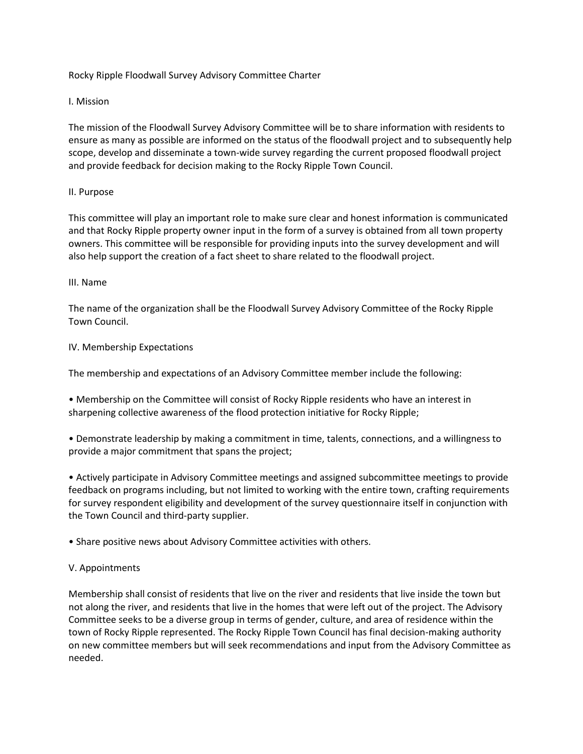# Rocky Ripple Floodwall Survey Advisory Committee Charter

## I. Mission

The mission of the Floodwall Survey Advisory Committee will be to share information with residents to ensure as many as possible are informed on the status of the floodwall project and to subsequently help scope, develop and disseminate a town-wide survey regarding the current proposed floodwall project and provide feedback for decision making to the Rocky Ripple Town Council.

## II. Purpose

This committee will play an important role to make sure clear and honest information is communicated and that Rocky Ripple property owner input in the form of a survey is obtained from all town property owners. This committee will be responsible for providing inputs into the survey development and will also help support the creation of a fact sheet to share related to the floodwall project.

## III. Name

The name of the organization shall be the Floodwall Survey Advisory Committee of the Rocky Ripple Town Council.

## IV. Membership Expectations

The membership and expectations of an Advisory Committee member include the following:

- Membership on the Committee will consist of Rocky Ripple residents who have an interest in sharpening collective awareness of the flood protection initiative for Rocky Ripple;
- Demonstrate leadership by making a commitment in time, talents, connections, and a willingness to provide a major commitment that spans the project;
- Actively participate in Advisory Committee meetings and assigned subcommittee meetings to provide feedback on programs including, but not limited to working with the entire town, crafting requirements for survey respondent eligibility and development of the survey questionnaire itself in conjunction with the Town Council and third-party supplier.
- Share positive news about Advisory Committee activities with others.

## V. Appointments

Membership shall consist of residents that live on the river and residents that live inside the town but not along the river, and residents that live in the homes that were left out of the project. The Advisory Committee seeks to be a diverse group in terms of gender, culture, and area of residence within the town of Rocky Ripple represented. The Rocky Ripple Town Council has final decision-making authority on new committee members but will seek recommendations and input from the Advisory Committee as needed.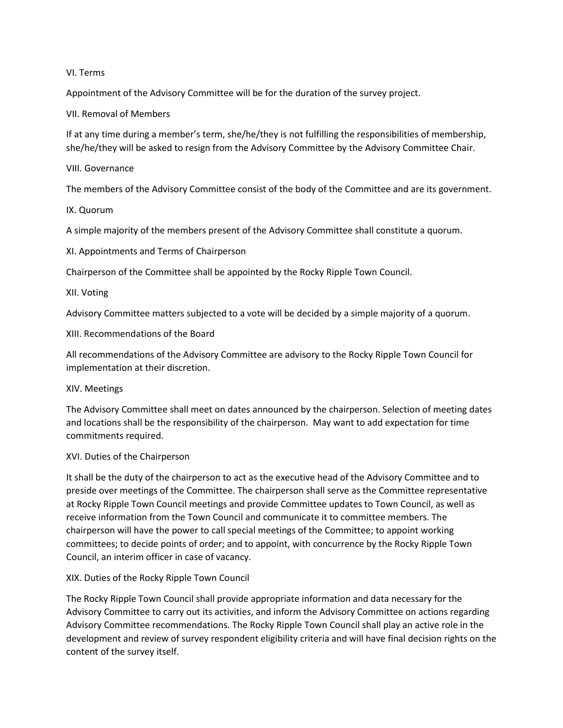## VI. Terms

Appointment of the Advisory Committee will be for the duration of the survey project.

## VII. Removal of Members

If at any time during a member's term, she/he/they is not fulfilling the responsibilities of membership, she/he/they will be asked to resign from the Advisory Committee by the Advisory Committee Chair.

## VIII. Governance

The members of the Advisory Committee consist of the body of the Committee and are its government.

## IX. Quorum

A simple majority of the members present of the Advisory Committee shall constitute a quorum.

## XI. Appointments and Terms of Chairperson

Chairperson of the Committee shall be appointed by the Rocky Ripple Town Council.

## XII. Voting

Advisory Committee matters subjected to a vote will be decided by a simple majority of a quorum.

## XIII. Recommendations of the Board

All recommendations of the Advisory Committee are advisory to the Rocky Ripple Town Council for implementation at their discretion.

## XIV. Meetings

The Advisory Committee shall meet on dates announced by the chairperson. Selection of meeting dates and locations shall be the responsibility of the chairperson. May want to add expectation for time commitments required.

## XVI. Duties of the Chairperson

It shall be the duty of the chairperson to act as the executive head of the Advisory Committee and to preside over meetings of the Committee. The chairperson shall serve as the Committee representative at Rocky Ripple Town Council meetings and provide Committee updates to Town Council, as well as receive information from the Town Council and communicate it to committee members. The chairperson will have the power to call special meetings of the Committee; to appoint working committees; to decide points of order; and to appoint, with concurrence by the Rocky Ripple Town Council, an interim officer in case of vacancy.

## XIX. Duties of the Rocky Ripple Town Council

The Rocky Ripple Town Council shall provide appropriate information and data necessary for the Advisory Committee to carry out its activities, and inform the Advisory Committee on actions regarding Advisory Committee recommendations. The Rocky Ripple Town Council shall play an active role in the development and review of survey respondent eligibility criteria and will have final decision rights on the content of the survey itself.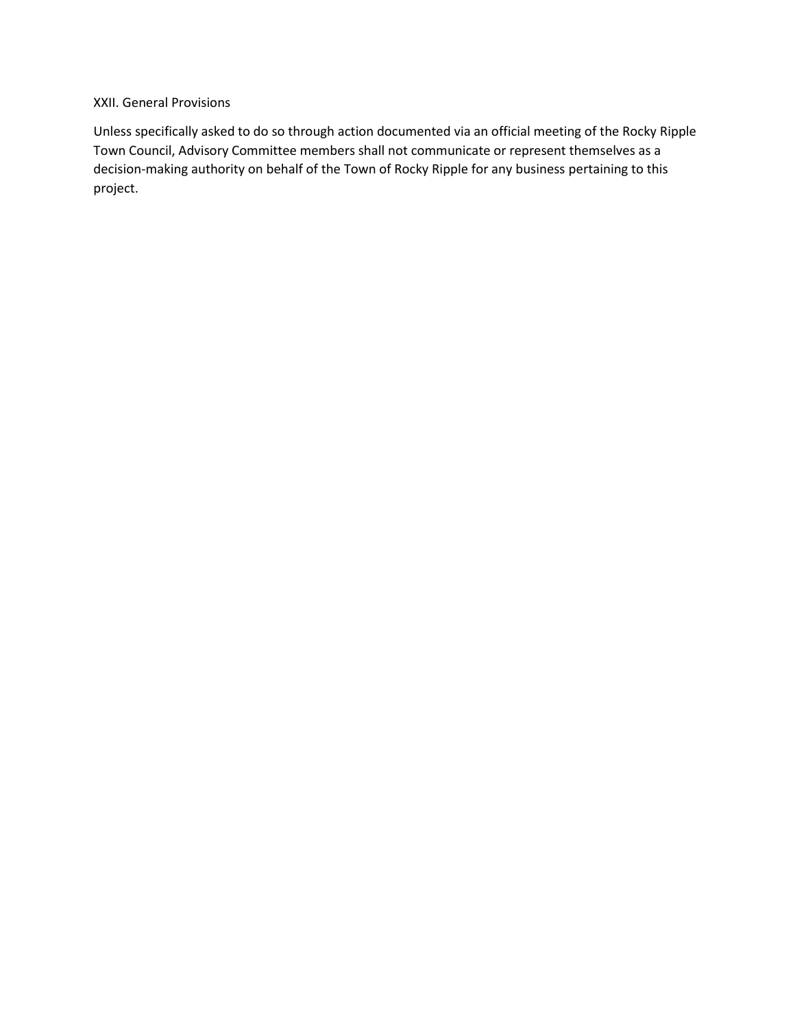## XXII. General Provisions

Unless specifically asked to do so through action documented via an official meeting of the Rocky Ripple Town Council, Advisory Committee members shall not communicate or represent themselves as a decision-making authority on behalf of the Town of Rocky Ripple for any business pertaining to this project.